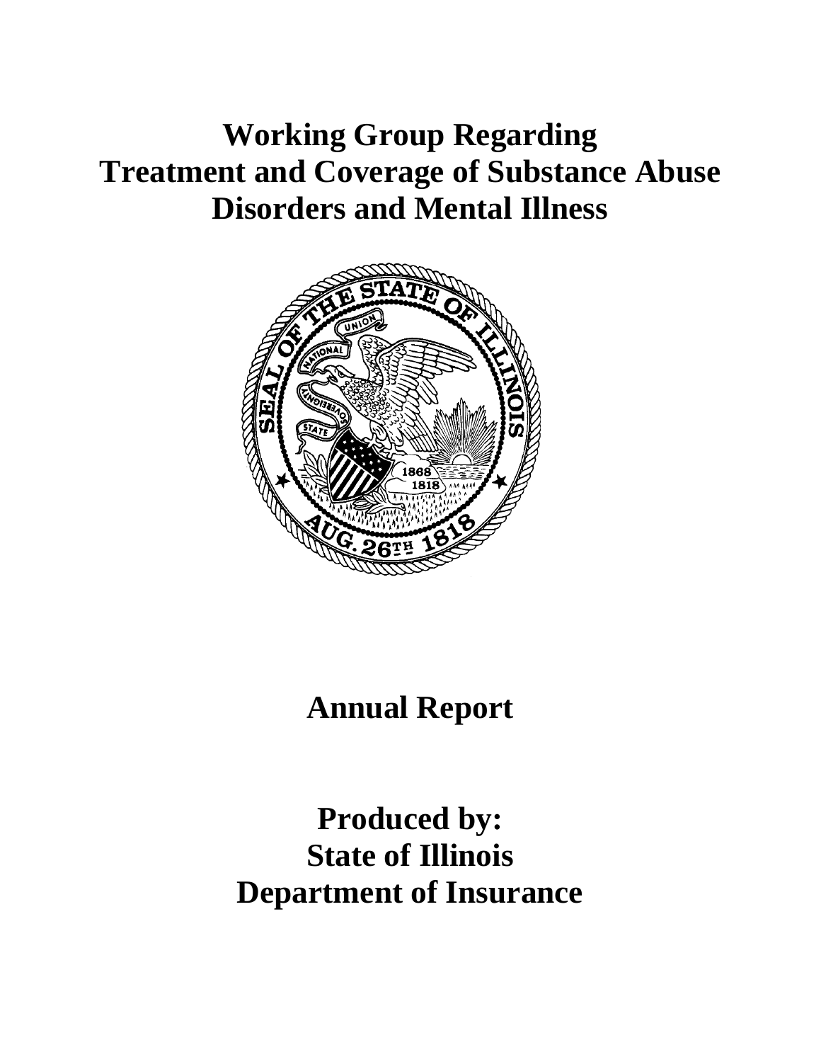# Working Group Regarding Treatment and Coverage of Substance Abuse Disorders and Mental Illness

## Annual Report

## Produced by: State of Illinois Department of Insurance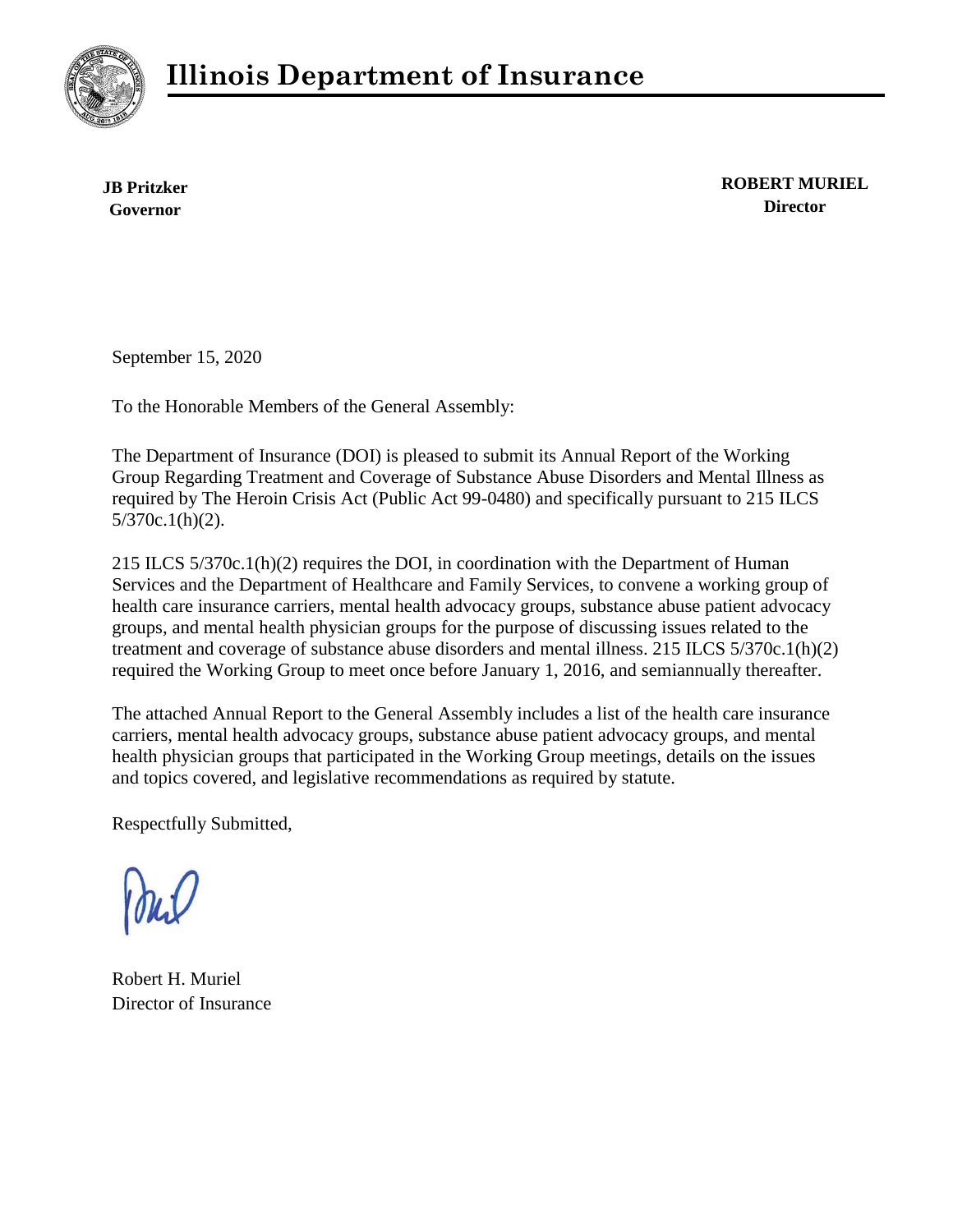# Illinois Department of Insurance

**JB Pritzker**
**Governor**

**ROBERT MURIEL**
**Director**

September 15, 2020

To the Honorable Members of the General Assembly:

The Department of Insurance (DOI) is pleased to submit its Annual Report of the Working Group Regarding Treatment and Coverage of Substance Abuse Disorders and Mental Illness as required by The Heroin Crisis Act (Public Act 99-0480) and specifically pursuant to 215 ILCS 5/370c.1(h)(2).

215 ILCS 5/370c.1(h)(2) requires the DOI, in coordination with the Department of Human Services and the Department of Healthcare and Family Services, to convene a working group of health care insurance carriers, mental health advocacy groups, substance abuse patient advocacy groups, and mental health physician groups for the purpose of discussing issues related to the treatment and coverage of substance abuse disorders and mental illness. 215 ILCS 5/370c.1(h)(2) required the Working Group to meet once before January 1, 2016, and semiannually thereafter.

The attached Annual Report to the General Assembly includes a list of the health care insurance carriers, mental health advocacy groups, substance abuse patient advocacy groups, and mental health physician groups that participated in the Working Group meetings, details on the issues and topics covered, and legislative recommendations as required by statute.

Respectfully Submitted,

Robert H. Muriel
Director of Insurance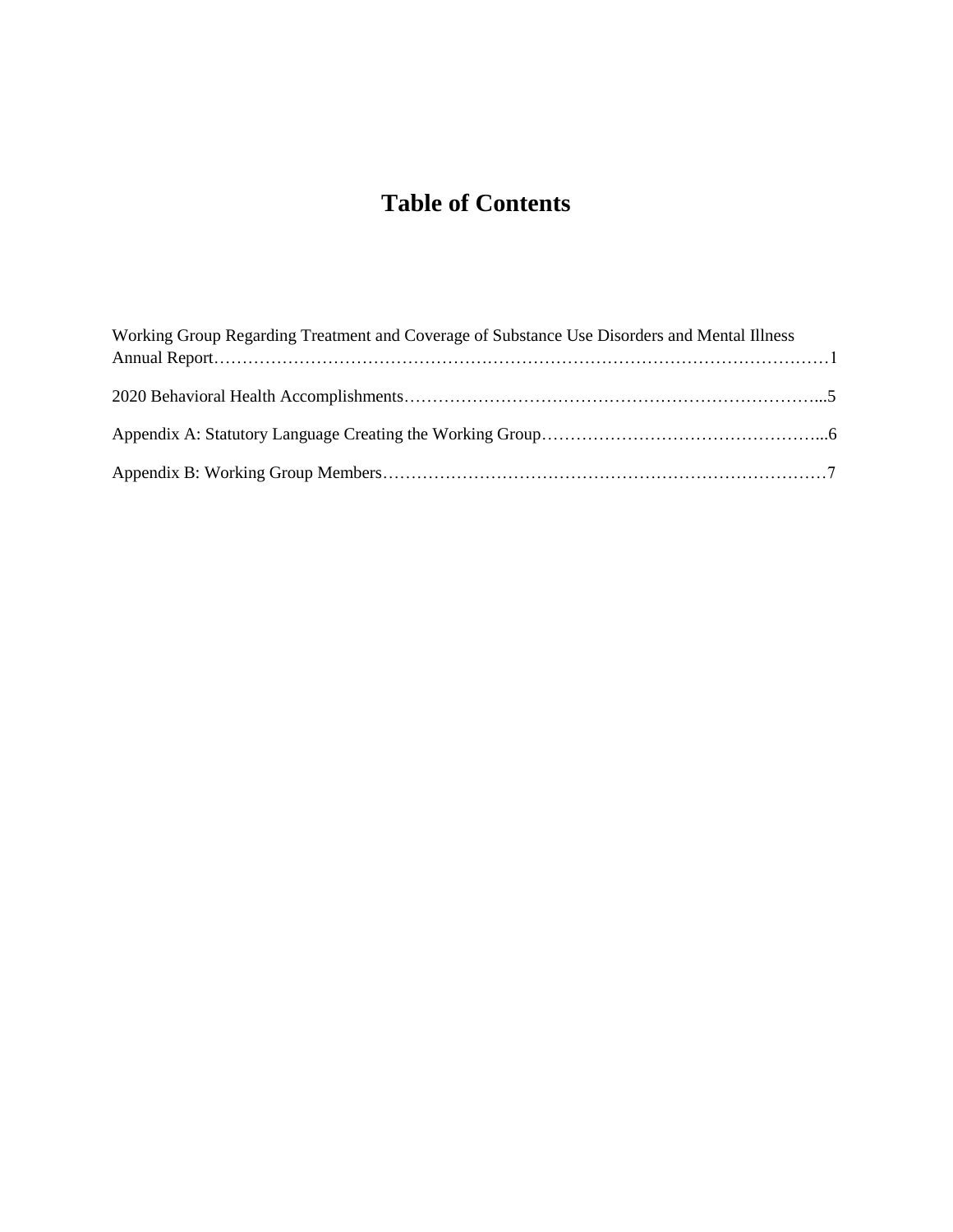# Table of Contents

Working Group Regarding Treatment and Coverage of Substance Use Disorders and Mental Illness Annual Report……………………………………………………………………………………………1

2020 Behavioral Health Accomplishments…………………………………………………………...5

Appendix A: Statutory Language Creating the Working Group…………………………………………...6

Appendix B: Working Group Members……………………………………………………………………7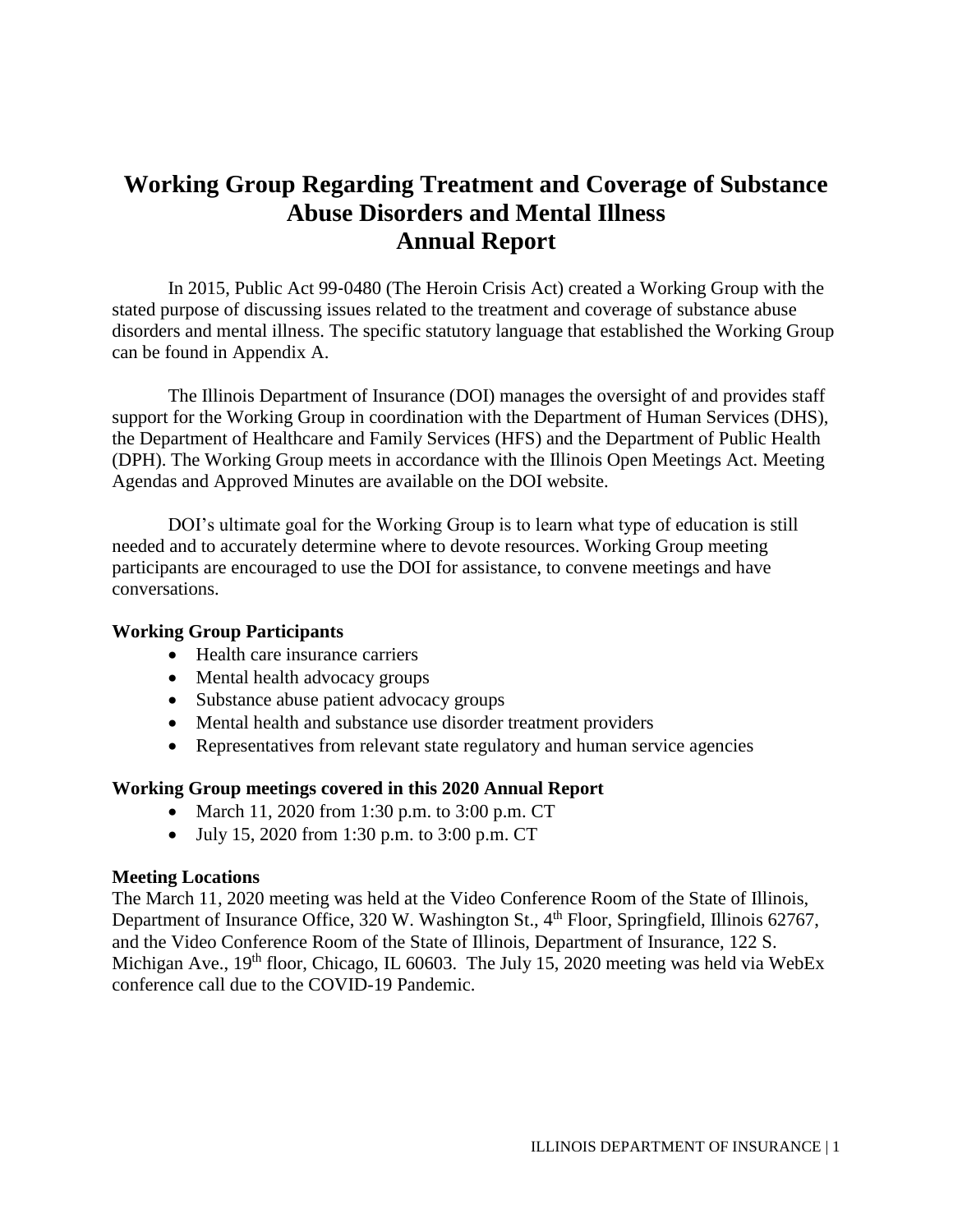# Working Group Regarding Treatment and Coverage of Substance Abuse Disorders and Mental Illness Annual Report

In 2015, Public Act 99-0480 (The Heroin Crisis Act) created a Working Group with the stated purpose of discussing issues related to the treatment and coverage of substance abuse disorders and mental illness. The specific statutory language that established the Working Group can be found in Appendix A.

The Illinois Department of Insurance (DOI) manages the oversight of and provides staff support for the Working Group in coordination with the Department of Human Services (DHS), the Department of Healthcare and Family Services (HFS) and the Department of Public Health (DPH). The Working Group meets in accordance with the Illinois Open Meetings Act. Meeting Agendas and Approved Minutes are available on the DOI website.

DOI's ultimate goal for the Working Group is to learn what type of education is still needed and to accurately determine where to devote resources. Working Group meeting participants are encouraged to use the DOI for assistance, to convene meetings and have conversations.

**Working Group Participants**

- Health care insurance carriers
- Mental health advocacy groups
- Substance abuse patient advocacy groups
- Mental health and substance use disorder treatment providers
- Representatives from relevant state regulatory and human service agencies

**Working Group meetings covered in this 2020 Annual Report**

- March 11, 2020 from 1:30 p.m. to 3:00 p.m. CT
- July 15, 2020 from 1:30 p.m. to 3:00 p.m. CT

**Meeting Locations**

The March 11, 2020 meeting was held at the Video Conference Room of the State of Illinois, Department of Insurance Office, 320 W. Washington St., 4th Floor, Springfield, Illinois 62767, and the Video Conference Room of the State of Illinois, Department of Insurance, 122 S. Michigan Ave., 19th floor, Chicago, IL 60603. The July 15, 2020 meeting was held via WebEx conference call due to the COVID-19 Pandemic.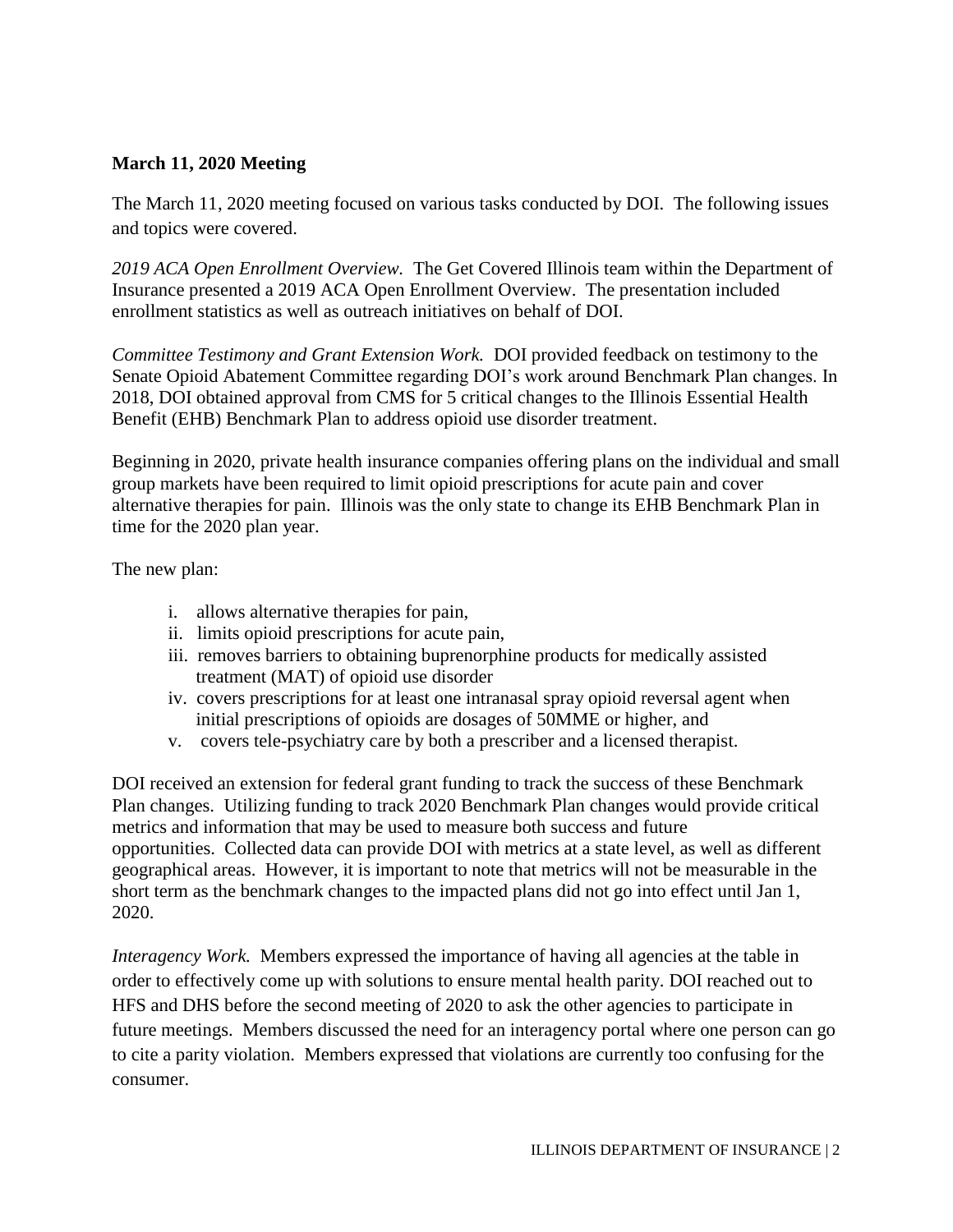**March 11, 2020 Meeting**

The March 11, 2020 meeting focused on various tasks conducted by DOI. The following issues and topics were covered.

*2019 ACA Open Enrollment Overview.* The Get Covered Illinois team within the Department of Insurance presented a 2019 ACA Open Enrollment Overview. The presentation included enrollment statistics as well as outreach initiatives on behalf of DOI.

*Committee Testimony and Grant Extension Work.* DOI provided feedback on testimony to the Senate Opioid Abatement Committee regarding DOI's work around Benchmark Plan changes. In 2018, DOI obtained approval from CMS for 5 critical changes to the Illinois Essential Health Benefit (EHB) Benchmark Plan to address opioid use disorder treatment.

Beginning in 2020, private health insurance companies offering plans on the individual and small group markets have been required to limit opioid prescriptions for acute pain and cover alternative therapies for pain. Illinois was the only state to change its EHB Benchmark Plan in time for the 2020 plan year.

The new plan:

i. allows alternative therapies for pain,
ii. limits opioid prescriptions for acute pain,
iii. removes barriers to obtaining buprenorphine products for medically assisted treatment (MAT) of opioid use disorder
iv. covers prescriptions for at least one intranasal spray opioid reversal agent when initial prescriptions of opioids are dosages of 50MME or higher, and
v. covers tele-psychiatry care by both a prescriber and a licensed therapist.

DOI received an extension for federal grant funding to track the success of these Benchmark Plan changes. Utilizing funding to track 2020 Benchmark Plan changes would provide critical metrics and information that may be used to measure both success and future opportunities. Collected data can provide DOI with metrics at a state level, as well as different geographical areas. However, it is important to note that metrics will not be measurable in the short term as the benchmark changes to the impacted plans did not go into effect until Jan 1, 2020.

*Interagency Work.* Members expressed the importance of having all agencies at the table in order to effectively come up with solutions to ensure mental health parity. DOI reached out to HFS and DHS before the second meeting of 2020 to ask the other agencies to participate in future meetings. Members discussed the need for an interagency portal where one person can go to cite a parity violation. Members expressed that violations are currently too confusing for the consumer.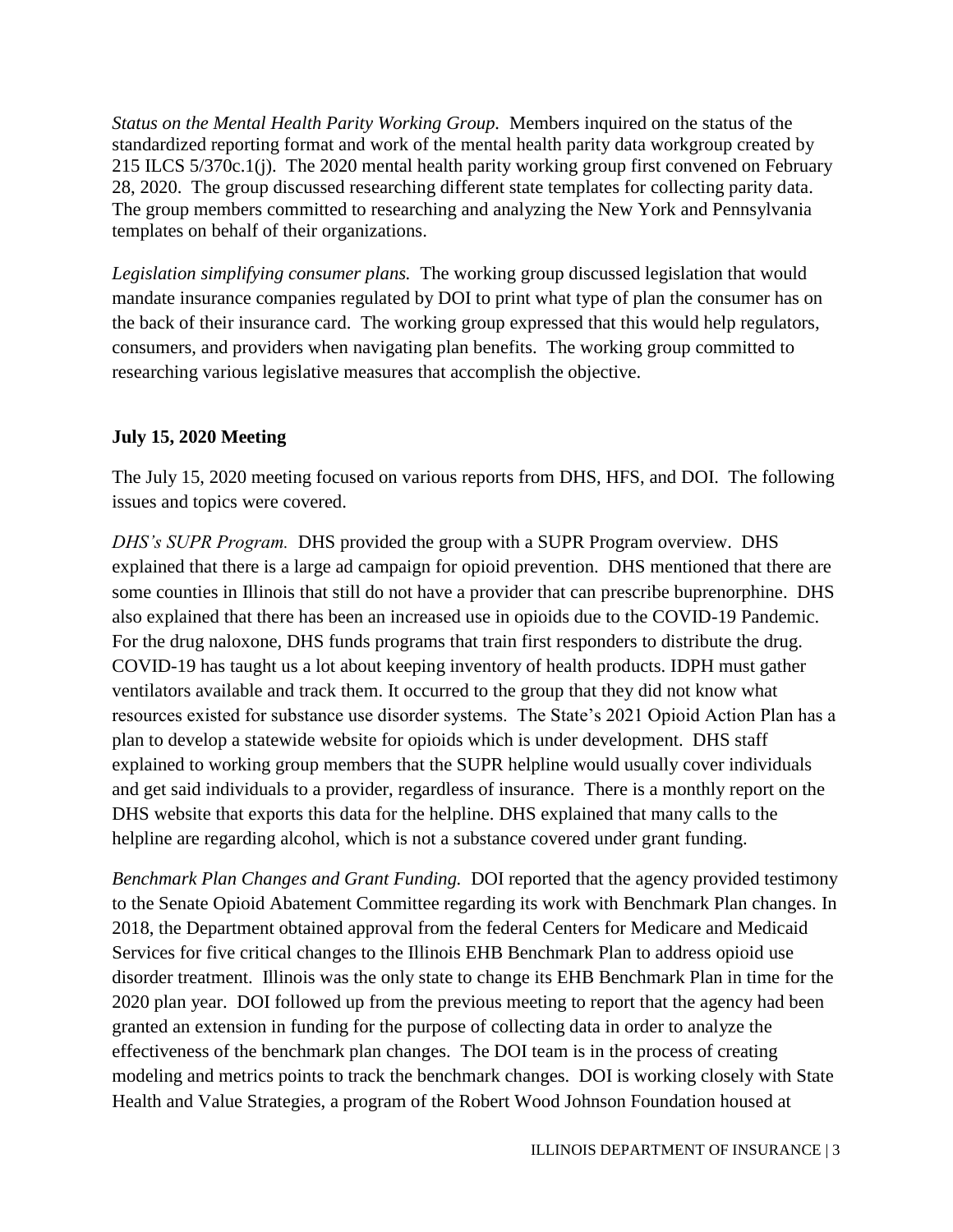*Status on the Mental Health Parity Working Group.* Members inquired on the status of the standardized reporting format and work of the mental health parity data workgroup created by 215 ILCS 5/370c.1(j). The 2020 mental health parity working group first convened on February 28, 2020. The group discussed researching different state templates for collecting parity data. The group members committed to researching and analyzing the New York and Pennsylvania templates on behalf of their organizations.

*Legislation simplifying consumer plans.* The working group discussed legislation that would mandate insurance companies regulated by DOI to print what type of plan the consumer has on the back of their insurance card. The working group expressed that this would help regulators, consumers, and providers when navigating plan benefits. The working group committed to researching various legislative measures that accomplish the objective.

**July 15, 2020 Meeting**

The July 15, 2020 meeting focused on various reports from DHS, HFS, and DOI. The following issues and topics were covered.

*DHS's SUPR Program.* DHS provided the group with a SUPR Program overview. DHS explained that there is a large ad campaign for opioid prevention. DHS mentioned that there are some counties in Illinois that still do not have a provider that can prescribe buprenorphine. DHS also explained that there has been an increased use in opioids due to the COVID-19 Pandemic. For the drug naloxone, DHS funds programs that train first responders to distribute the drug. COVID-19 has taught us a lot about keeping inventory of health products. IDPH must gather ventilators available and track them. It occurred to the group that they did not know what resources existed for substance use disorder systems. The State's 2021 Opioid Action Plan has a plan to develop a statewide website for opioids which is under development. DHS staff explained to working group members that the SUPR helpline would usually cover individuals and get said individuals to a provider, regardless of insurance. There is a monthly report on the DHS website that exports this data for the helpline. DHS explained that many calls to the helpline are regarding alcohol, which is not a substance covered under grant funding.

*Benchmark Plan Changes and Grant Funding.* DOI reported that the agency provided testimony to the Senate Opioid Abatement Committee regarding its work with Benchmark Plan changes. In 2018, the Department obtained approval from the federal Centers for Medicare and Medicaid Services for five critical changes to the Illinois EHB Benchmark Plan to address opioid use disorder treatment. Illinois was the only state to change its EHB Benchmark Plan in time for the 2020 plan year. DOI followed up from the previous meeting to report that the agency had been granted an extension in funding for the purpose of collecting data in order to analyze the effectiveness of the benchmark plan changes. The DOI team is in the process of creating modeling and metrics points to track the benchmark changes. DOI is working closely with State Health and Value Strategies, a program of the Robert Wood Johnson Foundation housed at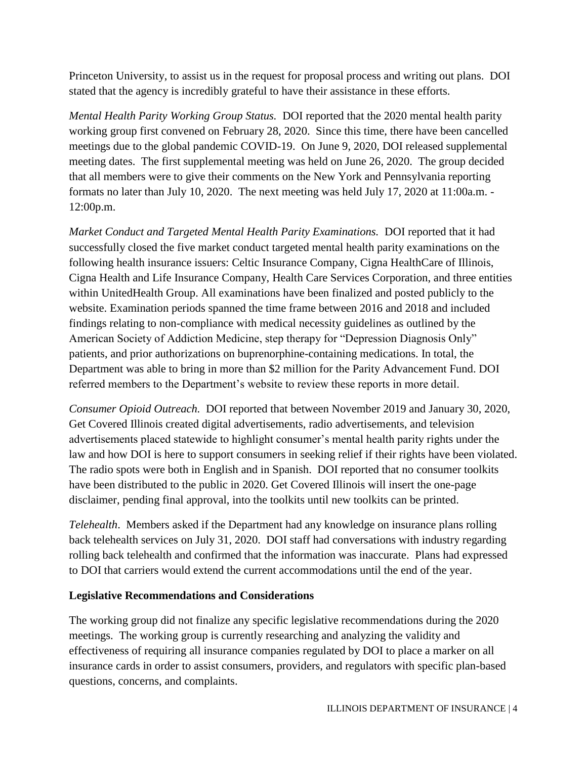Princeton University, to assist us in the request for proposal process and writing out plans. DOI stated that the agency is incredibly grateful to have their assistance in these efforts.

*Mental Health Parity Working Group Status.* DOI reported that the 2020 mental health parity working group first convened on February 28, 2020. Since this time, there have been cancelled meetings due to the global pandemic COVID-19. On June 9, 2020, DOI released supplemental meeting dates. The first supplemental meeting was held on June 26, 2020. The group decided that all members were to give their comments on the New York and Pennsylvania reporting formats no later than July 10, 2020. The next meeting was held July 17, 2020 at 11:00a.m. - 12:00p.m.

*Market Conduct and Targeted Mental Health Parity Examinations.* DOI reported that it had successfully closed the five market conduct targeted mental health parity examinations on the following health insurance issuers: Celtic Insurance Company, Cigna HealthCare of Illinois, Cigna Health and Life Insurance Company, Health Care Services Corporation, and three entities within UnitedHealth Group. All examinations have been finalized and posted publicly to the website. Examination periods spanned the time frame between 2016 and 2018 and included findings relating to non-compliance with medical necessity guidelines as outlined by the American Society of Addiction Medicine, step therapy for "Depression Diagnosis Only" patients, and prior authorizations on buprenorphine-containing medications. In total, the Department was able to bring in more than $2 million for the Parity Advancement Fund. DOI referred members to the Department's website to review these reports in more detail.

*Consumer Opioid Outreach.* DOI reported that between November 2019 and January 30, 2020, Get Covered Illinois created digital advertisements, radio advertisements, and television advertisements placed statewide to highlight consumer's mental health parity rights under the law and how DOI is here to support consumers in seeking relief if their rights have been violated. The radio spots were both in English and in Spanish. DOI reported that no consumer toolkits have been distributed to the public in 2020. Get Covered Illinois will insert the one-page disclaimer, pending final approval, into the toolkits until new toolkits can be printed.

*Telehealth*. Members asked if the Department had any knowledge on insurance plans rolling back telehealth services on July 31, 2020. DOI staff had conversations with industry regarding rolling back telehealth and confirmed that the information was inaccurate. Plans had expressed to DOI that carriers would extend the current accommodations until the end of the year.

**Legislative Recommendations and Considerations**

The working group did not finalize any specific legislative recommendations during the 2020 meetings. The working group is currently researching and analyzing the validity and effectiveness of requiring all insurance companies regulated by DOI to place a marker on all insurance cards in order to assist consumers, providers, and regulators with specific plan-based questions, concerns, and complaints.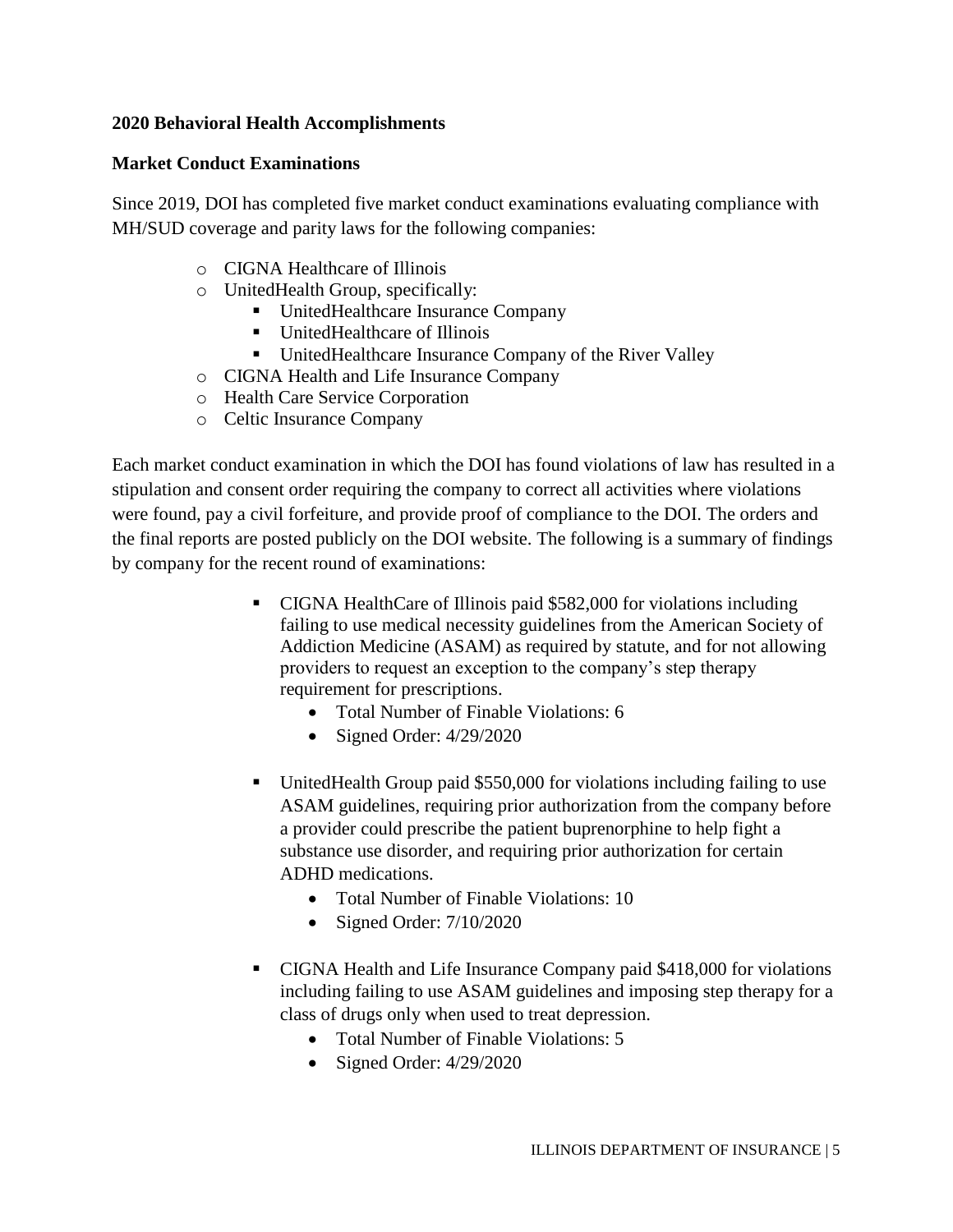**2020 Behavioral Health Accomplishments**

**Market Conduct Examinations**

Since 2019, DOI has completed five market conduct examinations evaluating compliance with MH/SUD coverage and parity laws for the following companies:

- CIGNA Healthcare of Illinois
- UnitedHealth Group, specifically:
  - UnitedHealthcare Insurance Company
  - UnitedHealthcare of Illinois
  - UnitedHealthcare Insurance Company of the River Valley
- CIGNA Health and Life Insurance Company
- Health Care Service Corporation
- Celtic Insurance Company

Each market conduct examination in which the DOI has found violations of law has resulted in a stipulation and consent order requiring the company to correct all activities where violations were found, pay a civil forfeiture, and provide proof of compliance to the DOI. The orders and the final reports are posted publicly on the DOI website. The following is a summary of findings by company for the recent round of examinations:

- CIGNA HealthCare of Illinois paid $582,000 for violations including failing to use medical necessity guidelines from the American Society of Addiction Medicine (ASAM) as required by statute, and for not allowing providers to request an exception to the company's step therapy requirement for prescriptions.
  - Total Number of Finable Violations: 6
  - Signed Order: 4/29/2020

- UnitedHealth Group paid $550,000 for violations including failing to use ASAM guidelines, requiring prior authorization from the company before a provider could prescribe the patient buprenorphine to help fight a substance use disorder, and requiring prior authorization for certain ADHD medications.
  - Total Number of Finable Violations: 10
  - Signed Order: 7/10/2020

- CIGNA Health and Life Insurance Company paid $418,000 for violations including failing to use ASAM guidelines and imposing step therapy for a class of drugs only when used to treat depression.
  - Total Number of Finable Violations: 5
  - Signed Order: 4/29/2020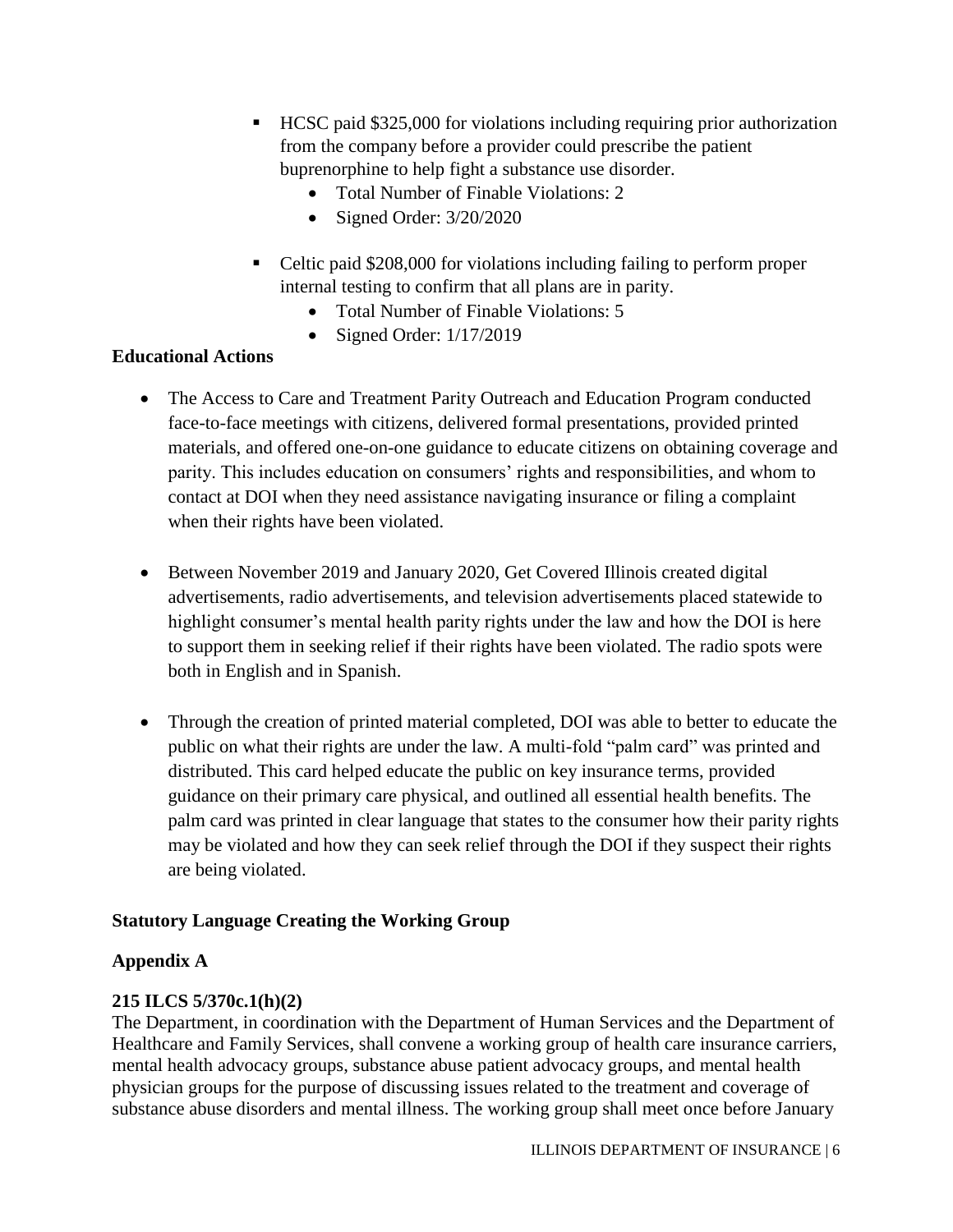- HCSC paid $325,000 for violations including requiring prior authorization from the company before a provider could prescribe the patient buprenorphine to help fight a substance use disorder.
    - Total Number of Finable Violations: 2
    - Signed Order: 3/20/2020
- Celtic paid $208,000 for violations including failing to perform proper internal testing to confirm that all plans are in parity.
    - Total Number of Finable Violations: 5
    - Signed Order: 1/17/2019

**Educational Actions**

- The Access to Care and Treatment Parity Outreach and Education Program conducted face-to-face meetings with citizens, delivered formal presentations, provided printed materials, and offered one-on-one guidance to educate citizens on obtaining coverage and parity. This includes education on consumers' rights and responsibilities, and whom to contact at DOI when they need assistance navigating insurance or filing a complaint when their rights have been violated.
- Between November 2019 and January 2020, Get Covered Illinois created digital advertisements, radio advertisements, and television advertisements placed statewide to highlight consumer's mental health parity rights under the law and how the DOI is here to support them in seeking relief if their rights have been violated. The radio spots were both in English and in Spanish.
- Through the creation of printed material completed, DOI was able to better to educate the public on what their rights are under the law. A multi-fold "palm card" was printed and distributed. This card helped educate the public on key insurance terms, provided guidance on their primary care physical, and outlined all essential health benefits. The palm card was printed in clear language that states to the consumer how their parity rights may be violated and how they can seek relief through the DOI if they suspect their rights are being violated.

**Statutory Language Creating the Working Group**

**Appendix A**

**215 ILCS 5/370c.1(h)(2)**

The Department, in coordination with the Department of Human Services and the Department of Healthcare and Family Services, shall convene a working group of health care insurance carriers, mental health advocacy groups, substance abuse patient advocacy groups, and mental health physician groups for the purpose of discussing issues related to the treatment and coverage of substance abuse disorders and mental illness. The working group shall meet once before January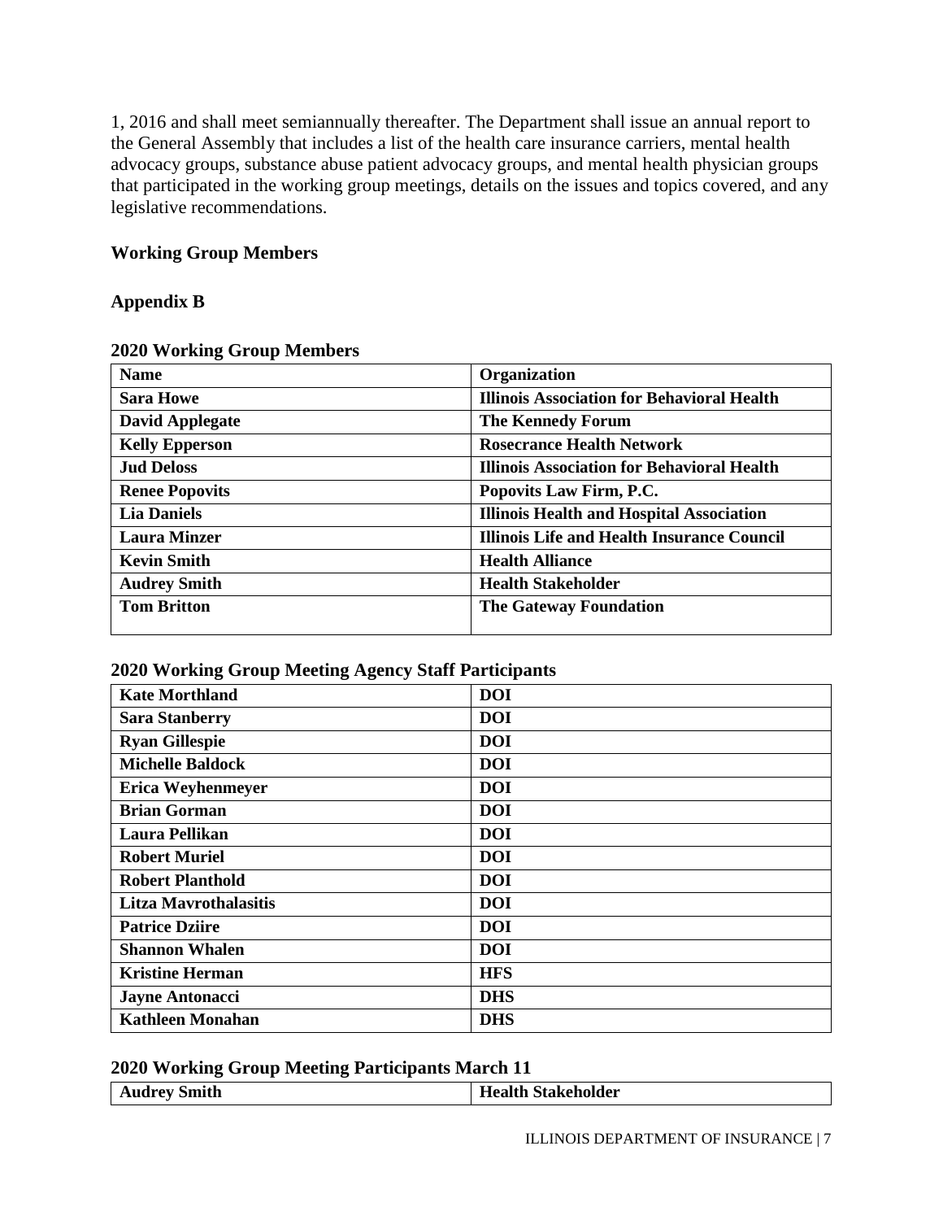1, 2016 and shall meet semiannually thereafter. The Department shall issue an annual report to the General Assembly that includes a list of the health care insurance carriers, mental health advocacy groups, substance abuse patient advocacy groups, and mental health physician groups that participated in the working group meetings, details on the issues and topics covered, and any legislative recommendations.

## Working Group Members

## Appendix B

### 2020 Working Group Members

| Name | Organization |
|---|---|
| **Sara Howe** | **Illinois Association for Behavioral Health** |
| **David Applegate** | **The Kennedy Forum** |
| **Kelly Epperson** | **Rosecrance Health Network** |
| **Jud Deloss** | **Illinois Association for Behavioral Health** |
| **Renee Popovits** | **Popovits Law Firm, P.C.** |
| **Lia Daniels** | **Illinois Health and Hospital Association** |
| **Laura Minzer** | **Illinois Life and Health Insurance Council** |
| **Kevin Smith** | **Health Alliance** |
| **Audrey Smith** | **Health Stakeholder** |
| **Tom Britton** | **The Gateway Foundation** |

### 2020 Working Group Meeting Agency Staff Participants

| Kate Morthland | DOI |
|---|---|
| **Sara Stanberry** | **DOI** |
| **Ryan Gillespie** | **DOI** |
| **Michelle Baldock** | **DOI** |
| **Erica Weyhenmeyer** | **DOI** |
| **Brian Gorman** | **DOI** |
| **Laura Pellikan** | **DOI** |
| **Robert Muriel** | **DOI** |
| **Robert Planthold** | **DOI** |
| **Litza Mavrothalasitis** | **DOI** |
| **Patrice Dziire** | **DOI** |
| **Shannon Whalen** | **DOI** |
| **Kristine Herman** | **HFS** |
| **Jayne Antonacci** | **DHS** |
| **Kathleen Monahan** | **DHS** |

### 2020 Working Group Meeting Participants March 11

| Audrey Smith | Health Stakeholder |
|---|---|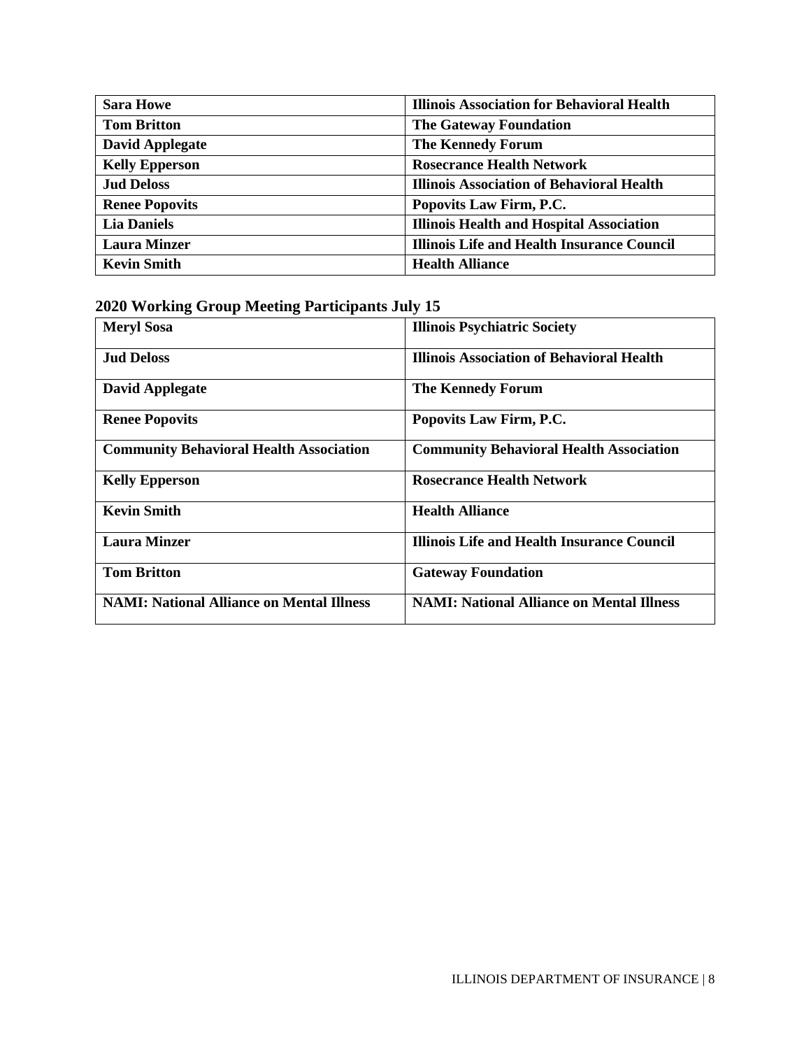| | |
|---|---|
| **Sara Howe** | **Illinois Association for Behavioral Health** |
| **Tom Britton** | **The Gateway Foundation** |
| **David Applegate** | **The Kennedy Forum** |
| **Kelly Epperson** | **Rosecrance Health Network** |
| **Jud Deloss** | **Illinois Association of Behavioral Health** |
| **Renee Popovits** | **Popovits Law Firm, P.C.** |
| **Lia Daniels** | **Illinois Health and Hospital Association** |
| **Laura Minzer** | **Illinois Life and Health Insurance Council** |
| **Kevin Smith** | **Health Alliance** |

## 2020 Working Group Meeting Participants July 15

| | |
|---|---|
| **Meryl Sosa** | **Illinois Psychiatric Society** |
| **Jud Deloss** | **Illinois Association of Behavioral Health** |
| **David Applegate** | **The Kennedy Forum** |
| **Renee Popovits** | **Popovits Law Firm, P.C.** |
| **Community Behavioral Health Association** | **Community Behavioral Health Association** |
| **Kelly Epperson** | **Rosecrance Health Network** |
| **Kevin Smith** | **Health Alliance** |
| **Laura Minzer** | **Illinois Life and Health Insurance Council** |
| **Tom Britton** | **Gateway Foundation** |
| **NAMI: National Alliance on Mental Illness** | **NAMI: National Alliance on Mental Illness** |